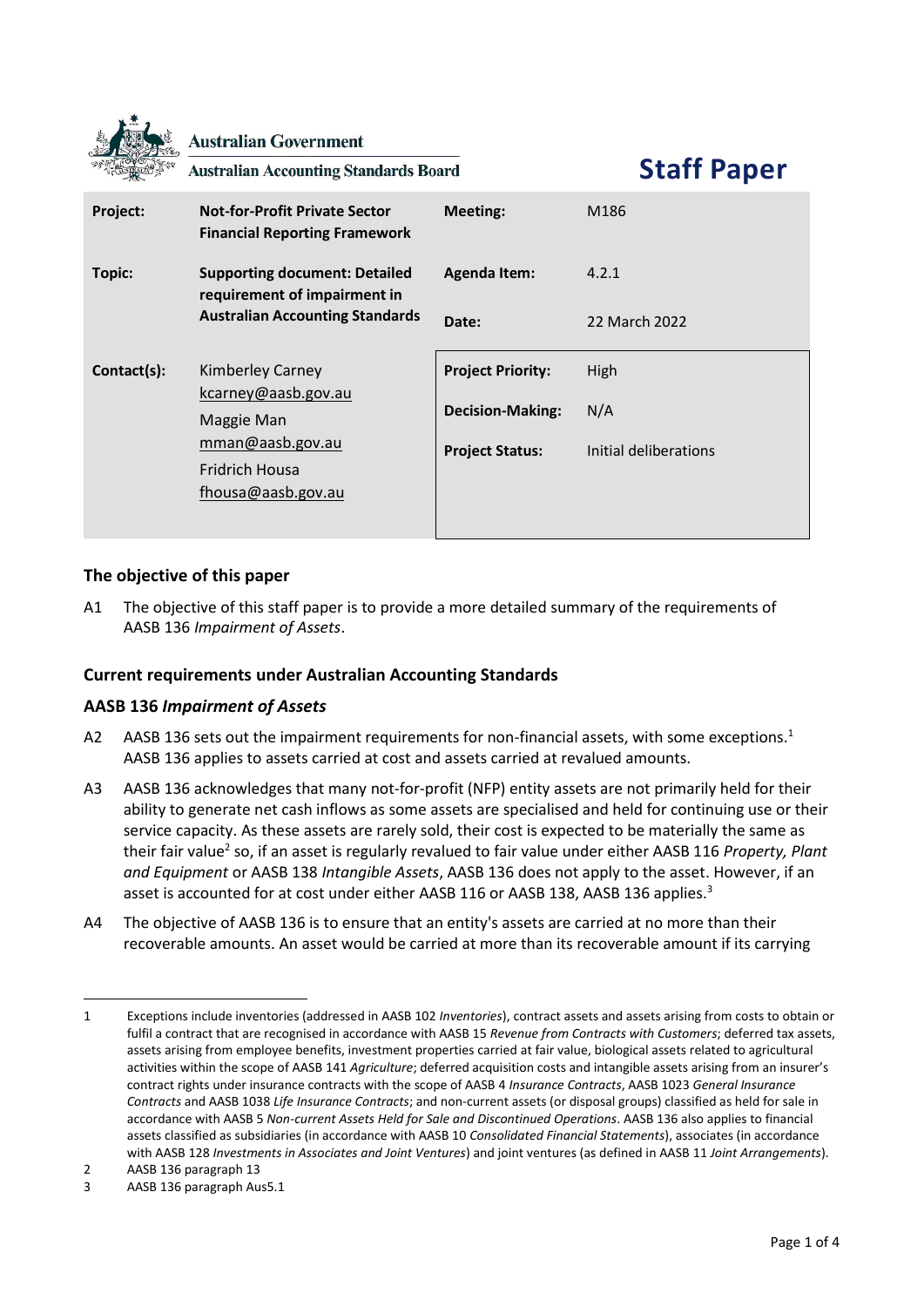Australian Government

Australian Accounting Standards Board

# Staff Paper

| | | | |
|---|---|---|---|
| **Project:** | **Not-for-Profit Private Sector Financial Reporting Framework** | **Meeting:** | M186 |
| **Topic:** | **Supporting document: Detailed requirement of impairment in Australian Accounting Standards** | **Agenda Item:** | 4.2.1 |
| | | **Date:** | 22 March 2022 |
| **Contact(s):** | Kimberley Carney kcarney@aasb.gov.au Maggie Man mman@aasb.gov.au Fridrich Housa fhousa@aasb.gov.au | **Project Priority:** | High |
| | | **Decision-Making:** | N/A |
| | | **Project Status:** | Initial deliberations |

## The objective of this paper

A1 The objective of this staff paper is to provide a more detailed summary of the requirements of AASB 136 *Impairment of Assets*.

## Current requirements under Australian Accounting Standards

### AASB 136 *Impairment of Assets*

A2 AASB 136 sets out the impairment requirements for non-financial assets, with some exceptions.[1] AASB 136 applies to assets carried at cost and assets carried at revalued amounts.

A3 AASB 136 acknowledges that many not-for-profit (NFP) entity assets are not primarily held for their ability to generate net cash inflows as some assets are specialised and held for continuing use or their service capacity. As these assets are rarely sold, their cost is expected to be materially the same as their fair value[2] so, if an asset is regularly revalued to fair value under either AASB 116 *Property, Plant and Equipment* or AASB 138 *Intangible Assets*, AASB 136 does not apply to the asset. However, if an asset is accounted for at cost under either AASB 116 or AASB 138, AASB 136 applies.[3]

A4 The objective of AASB 136 is to ensure that an entity's assets are carried at no more than their recoverable amounts. An asset would be carried at more than its recoverable amount if its carrying

---

1 Exceptions include inventories (addressed in AASB 102 *Inventories*), contract assets and assets arising from costs to obtain or fulfil a contract that are recognised in accordance with AASB 15 *Revenue from Contracts with Customers*; deferred tax assets, assets arising from employee benefits, investment properties carried at fair value, biological assets related to agricultural activities within the scope of AASB 141 *Agriculture*; deferred acquisition costs and intangible assets arising from an insurer's contract rights under insurance contracts with the scope of AASB 4 *Insurance Contracts*, AASB 1023 *General Insurance Contracts* and AASB 1038 *Life Insurance Contracts*; and non-current assets (or disposal groups) classified as held for sale in accordance with AASB 5 *Non-current Assets Held for Sale and Discontinued Operations*. AASB 136 also applies to financial assets classified as subsidiaries (in accordance with AASB 10 *Consolidated Financial Statements*), associates (in accordance with AASB 128 *Investments in Associates and Joint Ventures*) and joint ventures (as defined in AASB 11 *Joint Arrangements*).

2 AASB 136 paragraph 13

3 AASB 136 paragraph Aus5.1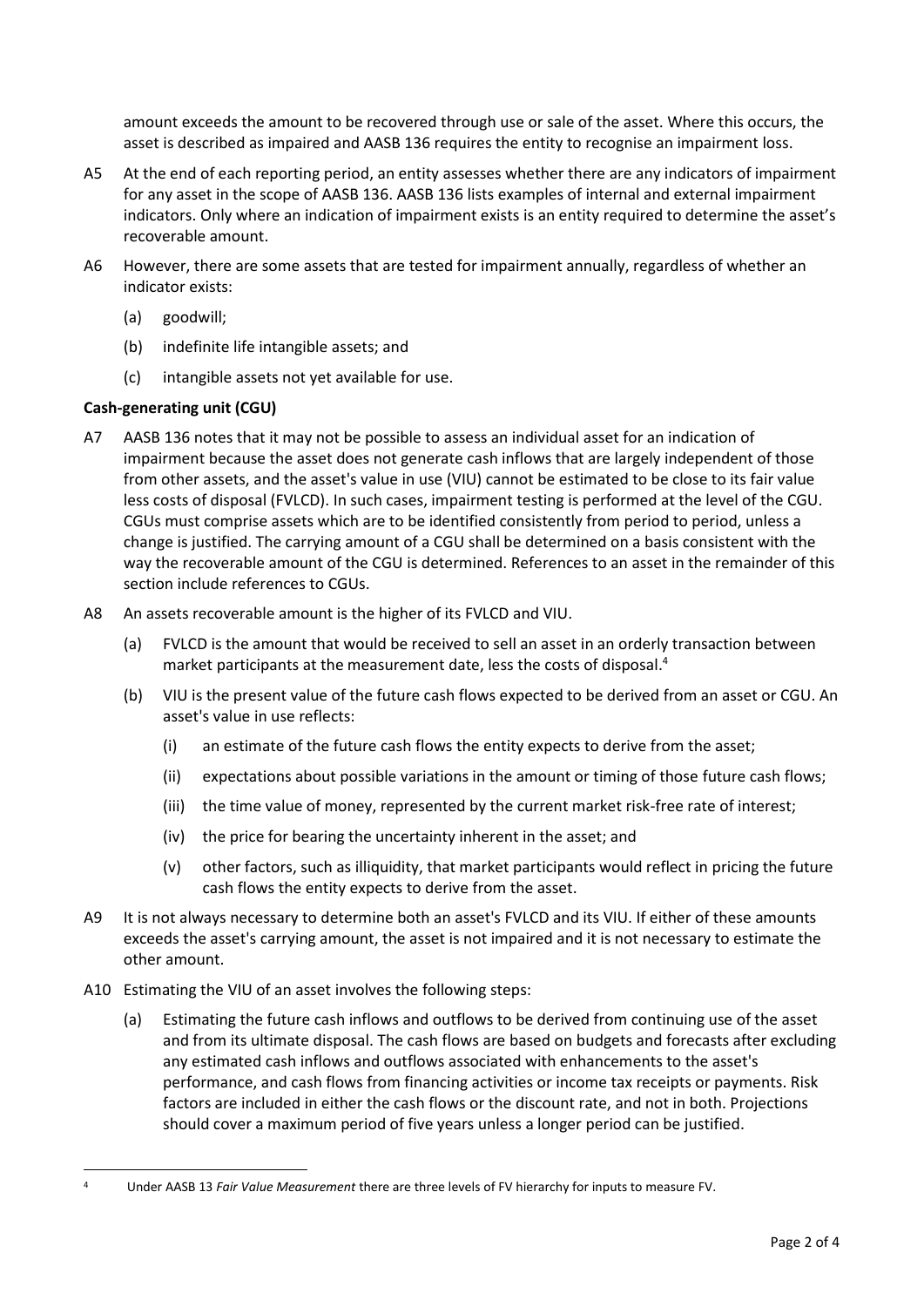amount exceeds the amount to be recovered through use or sale of the asset. Where this occurs, the asset is described as impaired and AASB 136 requires the entity to recognise an impairment loss.

A5 At the end of each reporting period, an entity assesses whether there are any indicators of impairment for any asset in the scope of AASB 136. AASB 136 lists examples of internal and external impairment indicators. Only where an indication of impairment exists is an entity required to determine the asset's recoverable amount.

A6 However, there are some assets that are tested for impairment annually, regardless of whether an indicator exists:

(a) goodwill;

(b) indefinite life intangible assets; and

(c) intangible assets not yet available for use.

**Cash-generating unit (CGU)**

A7 AASB 136 notes that it may not be possible to assess an individual asset for an indication of impairment because the asset does not generate cash inflows that are largely independent of those from other assets, and the asset's value in use (VIU) cannot be estimated to be close to its fair value less costs of disposal (FVLCD). In such cases, impairment testing is performed at the level of the CGU. CGUs must comprise assets which are to be identified consistently from period to period, unless a change is justified. The carrying amount of a CGU shall be determined on a basis consistent with the way the recoverable amount of the CGU is determined. References to an asset in the remainder of this section include references to CGUs.

A8 An assets recoverable amount is the higher of its FVLCD and VIU.

(a) FVLCD is the amount that would be received to sell an asset in an orderly transaction between market participants at the measurement date, less the costs of disposal.[4]

(b) VIU is the present value of the future cash flows expected to be derived from an asset or CGU. An asset's value in use reflects:

(i) an estimate of the future cash flows the entity expects to derive from the asset;

(ii) expectations about possible variations in the amount or timing of those future cash flows;

(iii) the time value of money, represented by the current market risk-free rate of interest;

(iv) the price for bearing the uncertainty inherent in the asset; and

(v) other factors, such as illiquidity, that market participants would reflect in pricing the future cash flows the entity expects to derive from the asset.

A9 It is not always necessary to determine both an asset's FVLCD and its VIU. If either of these amounts exceeds the asset's carrying amount, the asset is not impaired and it is not necessary to estimate the other amount.

A10 Estimating the VIU of an asset involves the following steps:

(a) Estimating the future cash inflows and outflows to be derived from continuing use of the asset and from its ultimate disposal. The cash flows are based on budgets and forecasts after excluding any estimated cash inflows and outflows associated with enhancements to the asset's performance, and cash flows from financing activities or income tax receipts or payments. Risk factors are included in either the cash flows or the discount rate, and not in both. Projections should cover a maximum period of five years unless a longer period can be justified.

---

[4] Under AASB 13 *Fair Value Measurement* there are three levels of FV hierarchy for inputs to measure FV.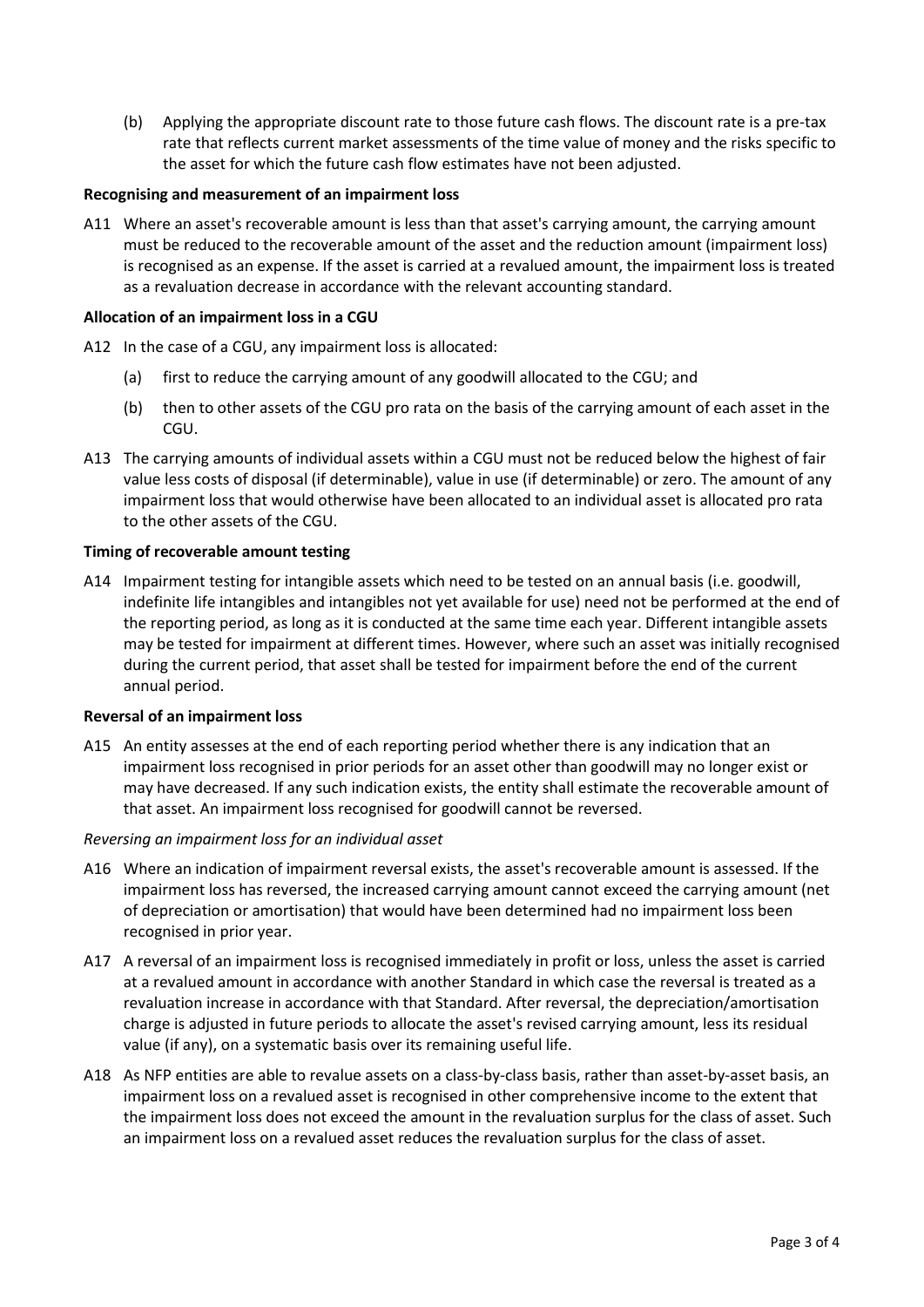(b) Applying the appropriate discount rate to those future cash flows. The discount rate is a pre-tax rate that reflects current market assessments of the time value of money and the risks specific to the asset for which the future cash flow estimates have not been adjusted.

**Recognising and measurement of an impairment loss**

A11 Where an asset's recoverable amount is less than that asset's carrying amount, the carrying amount must be reduced to the recoverable amount of the asset and the reduction amount (impairment loss) is recognised as an expense. If the asset is carried at a revalued amount, the impairment loss is treated as a revaluation decrease in accordance with the relevant accounting standard.

**Allocation of an impairment loss in a CGU**

A12 In the case of a CGU, any impairment loss is allocated:

(a) first to reduce the carrying amount of any goodwill allocated to the CGU; and

(b) then to other assets of the CGU pro rata on the basis of the carrying amount of each asset in the CGU.

A13 The carrying amounts of individual assets within a CGU must not be reduced below the highest of fair value less costs of disposal (if determinable), value in use (if determinable) or zero. The amount of any impairment loss that would otherwise have been allocated to an individual asset is allocated pro rata to the other assets of the CGU.

**Timing of recoverable amount testing**

A14 Impairment testing for intangible assets which need to be tested on an annual basis (i.e. goodwill, indefinite life intangibles and intangibles not yet available for use) need not be performed at the end of the reporting period, as long as it is conducted at the same time each year. Different intangible assets may be tested for impairment at different times. However, where such an asset was initially recognised during the current period, that asset shall be tested for impairment before the end of the current annual period.

**Reversal of an impairment loss**

A15 An entity assesses at the end of each reporting period whether there is any indication that an impairment loss recognised in prior periods for an asset other than goodwill may no longer exist or may have decreased. If any such indication exists, the entity shall estimate the recoverable amount of that asset. An impairment loss recognised for goodwill cannot be reversed.

*Reversing an impairment loss for an individual asset*

A16 Where an indication of impairment reversal exists, the asset's recoverable amount is assessed. If the impairment loss has reversed, the increased carrying amount cannot exceed the carrying amount (net of depreciation or amortisation) that would have been determined had no impairment loss been recognised in prior year.

A17 A reversal of an impairment loss is recognised immediately in profit or loss, unless the asset is carried at a revalued amount in accordance with another Standard in which case the reversal is treated as a revaluation increase in accordance with that Standard. After reversal, the depreciation/amortisation charge is adjusted in future periods to allocate the asset's revised carrying amount, less its residual value (if any), on a systematic basis over its remaining useful life.

A18 As NFP entities are able to revalue assets on a class-by-class basis, rather than asset-by-asset basis, an impairment loss on a revalued asset is recognised in other comprehensive income to the extent that the impairment loss does not exceed the amount in the revaluation surplus for the class of asset. Such an impairment loss on a revalued asset reduces the revaluation surplus for the class of asset.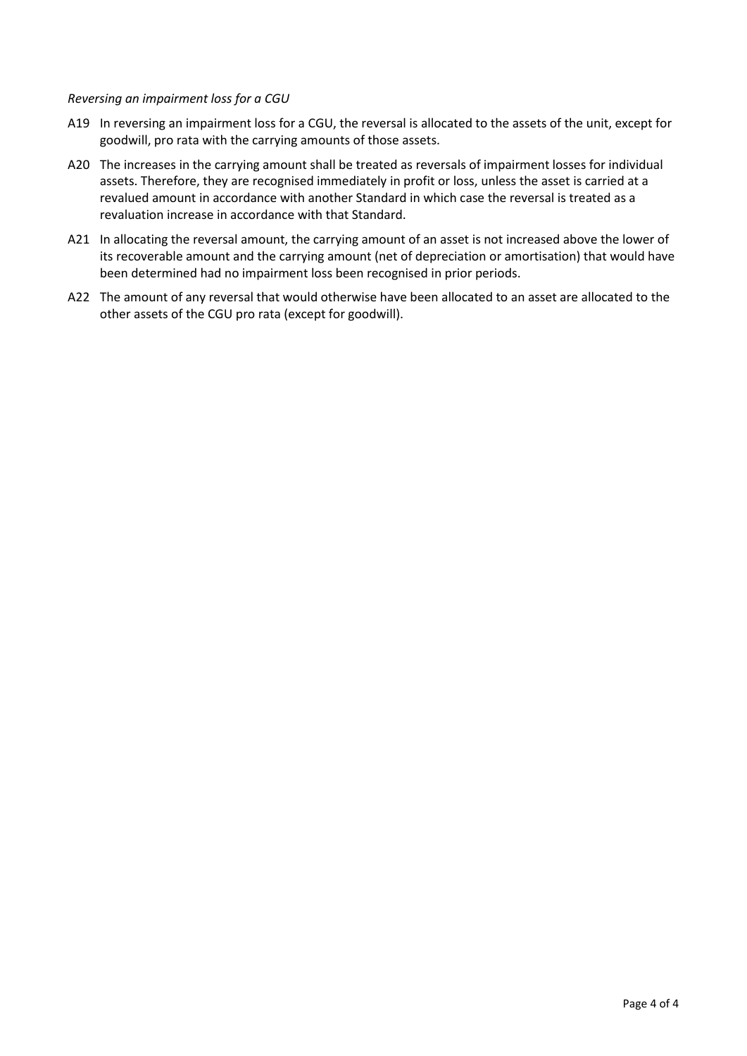*Reversing an impairment loss for a CGU*

A19 In reversing an impairment loss for a CGU, the reversal is allocated to the assets of the unit, except for goodwill, pro rata with the carrying amounts of those assets.

A20 The increases in the carrying amount shall be treated as reversals of impairment losses for individual assets. Therefore, they are recognised immediately in profit or loss, unless the asset is carried at a revalued amount in accordance with another Standard in which case the reversal is treated as a revaluation increase in accordance with that Standard.

A21 In allocating the reversal amount, the carrying amount of an asset is not increased above the lower of its recoverable amount and the carrying amount (net of depreciation or amortisation) that would have been determined had no impairment loss been recognised in prior periods.

A22 The amount of any reversal that would otherwise have been allocated to an asset are allocated to the other assets of the CGU pro rata (except for goodwill).